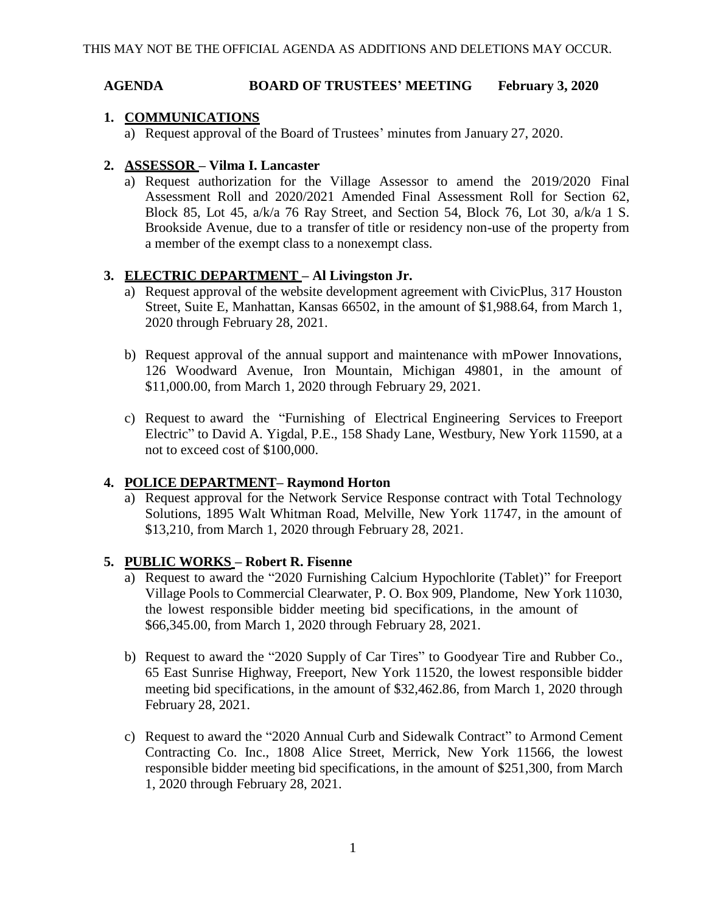THIS MAY NOT BE THE OFFICIAL AGENDA AS ADDITIONS AND DELETIONS MAY OCCUR.

**AGENDA BOARD OF TRUSTEES' MEETING February 3, 2020**

1. **COMMUNICATIONS**
   a) Request approval of the Board of Trustees' minutes from January 27, 2020.

2. **ASSESSOR – Vilma I. Lancaster**
   a) Request authorization for the Village Assessor to amend the 2019/2020 Final Assessment Roll and 2020/2021 Amended Final Assessment Roll for Section 62, Block 85, Lot 45, a/k/a 76 Ray Street, and Section 54, Block 76, Lot 30, a/k/a 1 S. Brookside Avenue, due to a transfer of title or residency non-use of the property from a member of the exempt class to a nonexempt class.

3. **ELECTRIC DEPARTMENT – Al Livingston Jr.**
   a) Request approval of the website development agreement with CivicPlus, 317 Houston Street, Suite E, Manhattan, Kansas 66502, in the amount of $1,988.64, from March 1, 2020 through February 28, 2021.

   b) Request approval of the annual support and maintenance with mPower Innovations, 126 Woodward Avenue, Iron Mountain, Michigan 49801, in the amount of $11,000.00, from March 1, 2020 through February 29, 2021.

   c) Request to award the "Furnishing of Electrical Engineering Services to Freeport Electric" to David A. Yigdal, P.E., 158 Shady Lane, Westbury, New York 11590, at a not to exceed cost of $100,000.

4. **POLICE DEPARTMENT– Raymond Horton**
   a) Request approval for the Network Service Response contract with Total Technology Solutions, 1895 Walt Whitman Road, Melville, New York 11747, in the amount of $13,210, from March 1, 2020 through February 28, 2021.

5. **PUBLIC WORKS – Robert R. Fisenne**
   a) Request to award the "2020 Furnishing Calcium Hypochlorite (Tablet)" for Freeport Village Pools to Commercial Clearwater, P. O. Box 909, Plandome, New York 11030, the lowest responsible bidder meeting bid specifications, in the amount of $66,345.00, from March 1, 2020 through February 28, 2021.

   b) Request to award the "2020 Supply of Car Tires" to Goodyear Tire and Rubber Co., 65 East Sunrise Highway, Freeport, New York 11520, the lowest responsible bidder meeting bid specifications, in the amount of $32,462.86, from March 1, 2020 through February 28, 2021.

   c) Request to award the "2020 Annual Curb and Sidewalk Contract" to Armond Cement Contracting Co. Inc., 1808 Alice Street, Merrick, New York 11566, the lowest responsible bidder meeting bid specifications, in the amount of $251,300, from March 1, 2020 through February 28, 2021.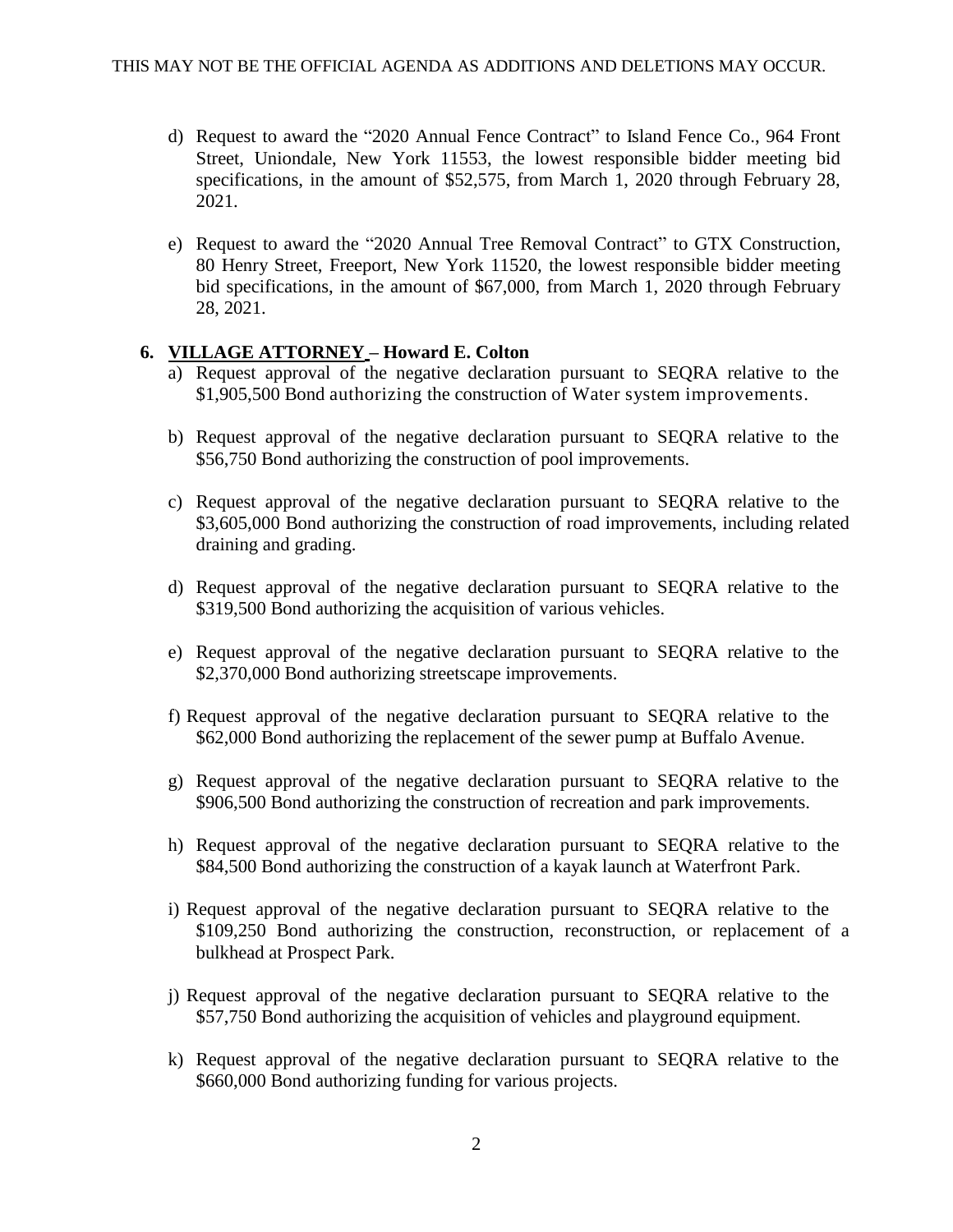THIS MAY NOT BE THE OFFICIAL AGENDA AS ADDITIONS AND DELETIONS MAY OCCUR.

d) Request to award the "2020 Annual Fence Contract" to Island Fence Co., 964 Front Street, Uniondale, New York 11553, the lowest responsible bidder meeting bid specifications, in the amount of $52,575, from March 1, 2020 through February 28, 2021.

e) Request to award the "2020 Annual Tree Removal Contract" to GTX Construction, 80 Henry Street, Freeport, New York 11520, the lowest responsible bidder meeting bid specifications, in the amount of $67,000, from March 1, 2020 through February 28, 2021.

**6. <u>VILLAGE ATTORNEY</u> – Howard E. Colton**

a) Request approval of the negative declaration pursuant to SEQRA relative to the $1,905,500 Bond authorizing the construction of Water system improvements.

b) Request approval of the negative declaration pursuant to SEQRA relative to the $56,750 Bond authorizing the construction of pool improvements.

c) Request approval of the negative declaration pursuant to SEQRA relative to the $3,605,000 Bond authorizing the construction of road improvements, including related draining and grading.

d) Request approval of the negative declaration pursuant to SEQRA relative to the $319,500 Bond authorizing the acquisition of various vehicles.

e) Request approval of the negative declaration pursuant to SEQRA relative to the $2,370,000 Bond authorizing streetscape improvements.

f) Request approval of the negative declaration pursuant to SEQRA relative to the $62,000 Bond authorizing the replacement of the sewer pump at Buffalo Avenue.

g) Request approval of the negative declaration pursuant to SEQRA relative to the $906,500 Bond authorizing the construction of recreation and park improvements.

h) Request approval of the negative declaration pursuant to SEQRA relative to the $84,500 Bond authorizing the construction of a kayak launch at Waterfront Park.

i) Request approval of the negative declaration pursuant to SEQRA relative to the $109,250 Bond authorizing the construction, reconstruction, or replacement of a bulkhead at Prospect Park.

j) Request approval of the negative declaration pursuant to SEQRA relative to the $57,750 Bond authorizing the acquisition of vehicles and playground equipment.

k) Request approval of the negative declaration pursuant to SEQRA relative to the $660,000 Bond authorizing funding for various projects.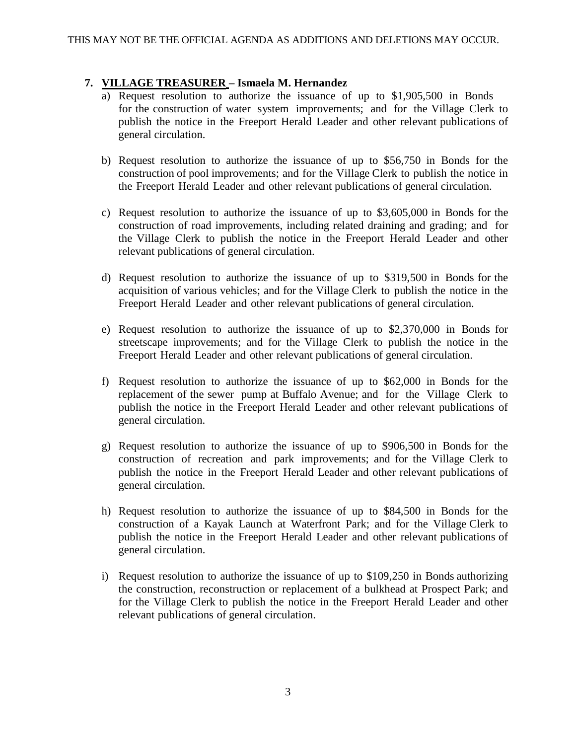THIS MAY NOT BE THE OFFICIAL AGENDA AS ADDITIONS AND DELETIONS MAY OCCUR.

**7. <u>VILLAGE TREASURER</u> – Ismaela M. Hernandez**

a) Request resolution to authorize the issuance of up to $1,905,500 in Bonds for the construction of water system improvements; and for the Village Clerk to publish the notice in the Freeport Herald Leader and other relevant publications of general circulation.

b) Request resolution to authorize the issuance of up to $56,750 in Bonds for the construction of pool improvements; and for the Village Clerk to publish the notice in the Freeport Herald Leader and other relevant publications of general circulation.

c) Request resolution to authorize the issuance of up to $3,605,000 in Bonds for the construction of road improvements, including related draining and grading; and for the Village Clerk to publish the notice in the Freeport Herald Leader and other relevant publications of general circulation.

d) Request resolution to authorize the issuance of up to $319,500 in Bonds for the acquisition of various vehicles; and for the Village Clerk to publish the notice in the Freeport Herald Leader and other relevant publications of general circulation.

e) Request resolution to authorize the issuance of up to $2,370,000 in Bonds for streetscape improvements; and for the Village Clerk to publish the notice in the Freeport Herald Leader and other relevant publications of general circulation.

f) Request resolution to authorize the issuance of up to $62,000 in Bonds for the replacement of the sewer pump at Buffalo Avenue; and for the Village Clerk to publish the notice in the Freeport Herald Leader and other relevant publications of general circulation.

g) Request resolution to authorize the issuance of up to $906,500 in Bonds for the construction of recreation and park improvements; and for the Village Clerk to publish the notice in the Freeport Herald Leader and other relevant publications of general circulation.

h) Request resolution to authorize the issuance of up to $84,500 in Bonds for the construction of a Kayak Launch at Waterfront Park; and for the Village Clerk to publish the notice in the Freeport Herald Leader and other relevant publications of general circulation.

i) Request resolution to authorize the issuance of up to $109,250 in Bonds authorizing the construction, reconstruction or replacement of a bulkhead at Prospect Park; and for the Village Clerk to publish the notice in the Freeport Herald Leader and other relevant publications of general circulation.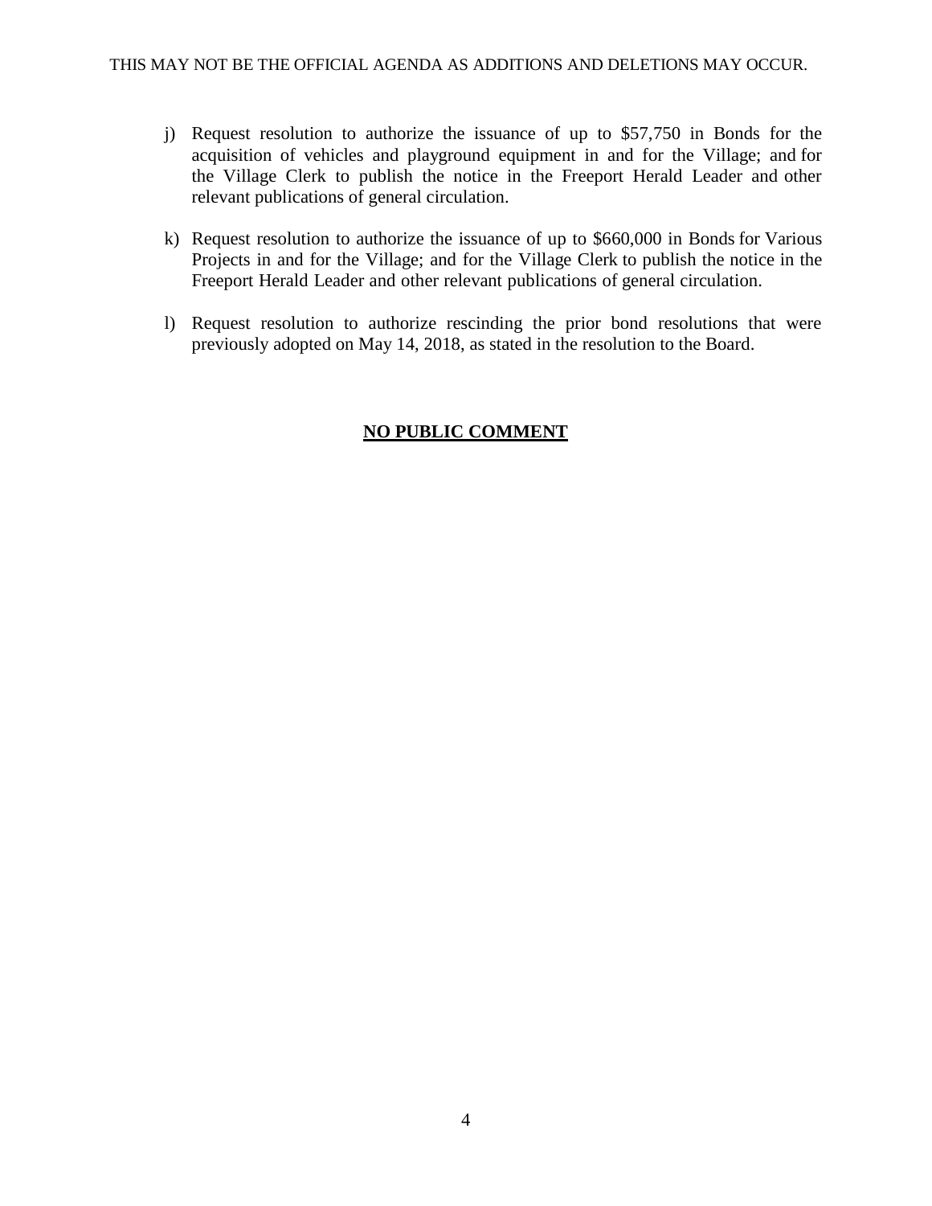j) Request resolution to authorize the issuance of up to $57,750 in Bonds for the acquisition of vehicles and playground equipment in and for the Village; and for the Village Clerk to publish the notice in the Freeport Herald Leader and other relevant publications of general circulation.

k) Request resolution to authorize the issuance of up to $660,000 in Bonds for Various Projects in and for the Village; and for the Village Clerk to publish the notice in the Freeport Herald Leader and other relevant publications of general circulation.

l) Request resolution to authorize rescinding the prior bond resolutions that were previously adopted on May 14, 2018, as stated in the resolution to the Board.

**NO PUBLIC COMMENT**